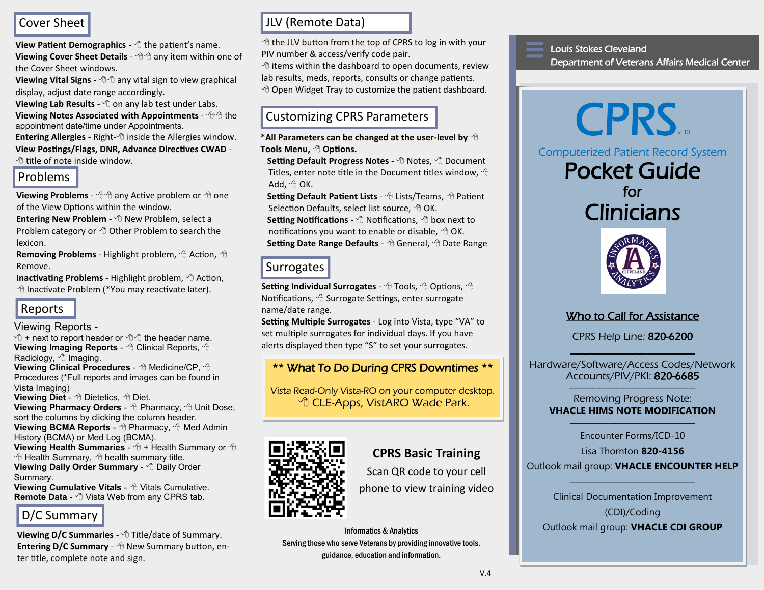## Cover Sheet

**View Patient Demographics** - 🖰 the patient's name.
**Viewing Cover Sheet Details** - 🖰🖰 any item within one of the Cover Sheet windows.
**Viewing Vital Signs** - 🖰🖰 any vital sign to view graphical display, adjust date range accordingly.
**Viewing Lab Results** - 🖰 on any lab test under Labs.
**Viewing Notes Associated with Appointments** - 🖰🖰 the appointment date/time under Appointments.
**Entering Allergies** - Right-🖰 inside the Allergies window.
**View Postings/Flags, DNR, Advance Directives CWAD** - 🖰 title of note inside window.

## Problems

**Viewing Problems** - 🖰🖰 any Active problem or 🖰 one of the View Options within the window.
**Entering New Problem** - 🖰 New Problem, select a Problem category or 🖰 Other Problem to search the lexicon.
**Removing Problems** - Highlight problem, 🖰 Action, 🖰 Remove.
**Inactivating Problems** - Highlight problem, 🖰 Action, 🖰 Inactivate Problem (*You may reactivate later).

## Reports

Viewing Reports -
🖰 + next to report header or 🖰🖰 the header name.
**Viewing Imaging Reports** - 🖰 Clinical Reports, 🖰 Radiology, 🖰 Imaging.
**Viewing Clinical Procedures** - 🖰 Medicine/CP, 🖰 Procedures (*Full reports and images can be found in Vista Imaging)
**Viewing Diet** - 🖰 Dietetics, 🖰 Diet.
**Viewing Pharmacy Orders** - 🖰 Pharmacy, 🖰 Unit Dose, sort the columns by clicking the column header.
**Viewing BCMA Reports** - 🖰 Pharmacy, 🖰 Med Admin History (BCMA) or Med Log (BCMA).
**Viewing Health Summaries** - 🖰 + Health Summary or 🖰 Health Summary, 🖰 health summary title.
**Viewing Daily Order Summary** - 🖰 Daily Order Summary.
**Viewing Cumulative Vitals** - 🖰 Vitals Cumulative.
**Remote Data** - 🖰 Vista Web from any CPRS tab.

## D/C Summary

**Viewing D/C Summaries** - 🖰 Title/date of Summary.
**Entering D/C Summary** - 🖰 New Summary button, enter title, complete note and sign.

## JLV (Remote Data)

🖰 the JLV button from the top of CPRS to log in with your PIV number & access/verify code pair.
🖰 items within the dashboard to open documents, review lab results, meds, reports, consults or change patients.
🖰 Open Widget Tray to customize the patient dashboard.

## Customizing CPRS Parameters

***All Parameters can be changed at the user-level by 🖰 Tools Menu, 🖰 Options.**

**Setting Default Progress Notes** - 🖰 Notes, 🖰 Document Titles, enter note title in the Document titles window, 🖰 Add, 🖰 OK.
**Setting Default Patient Lists** - 🖰 Lists/Teams, 🖰 Patient Selection Defaults, select list source, 🖰 OK.
**Setting Notifications** - 🖰 Notifications, 🖰 box next to notifications you want to enable or disable, 🖰 OK.
**Setting Date Range Defaults** - 🖰 General, 🖰 Date Range

## Surrogates

**Setting Individual Surrogates** - 🖰 Tools, 🖰 Options, 🖰 Notifications, 🖰 Surrogate Settings, enter surrogate name/date range.
**Setting Multiple Surrogates** - Log into Vista, type "VA" to set multiple surrogates for individual days. If you have alerts displayed then type "S" to set your surrogates.

**\*\* What To Do During CPRS Downtimes \*\***

Vista Read-Only Vista-RO on your computer desktop.
🖰 CLE-Apps, VistARO Wade Park.

**CPRS Basic Training**

Scan QR code to your cell phone to view training video

Informatics & Analytics
Serving those who serve Veterans by providing innovative tools, guidance, education and information.

V.4

Louis Stokes Cleveland
Department of Veterans Affairs Medical Center

# CPRS v.30

Computerized Patient Record System

# Pocket Guide for Clinicians

INFORMATICS ANALYTICS CLEVELAND

## Who to Call for Assistance

CPRS Help Line: **820-6200**

Hardware/Software/Access Codes/Network Accounts/PIV/PKI: **820-6685**

Removing Progress Note:
**VHACLE HIMS NOTE MODIFICATION**

Encounter Forms/ICD-10
Lisa Thornton **820-4156**
Outlook mail group: **VHACLE ENCOUNTER HELP**

Clinical Documentation Improvement (CDI)/Coding
Outlook mail group: **VHACLE CDI GROUP**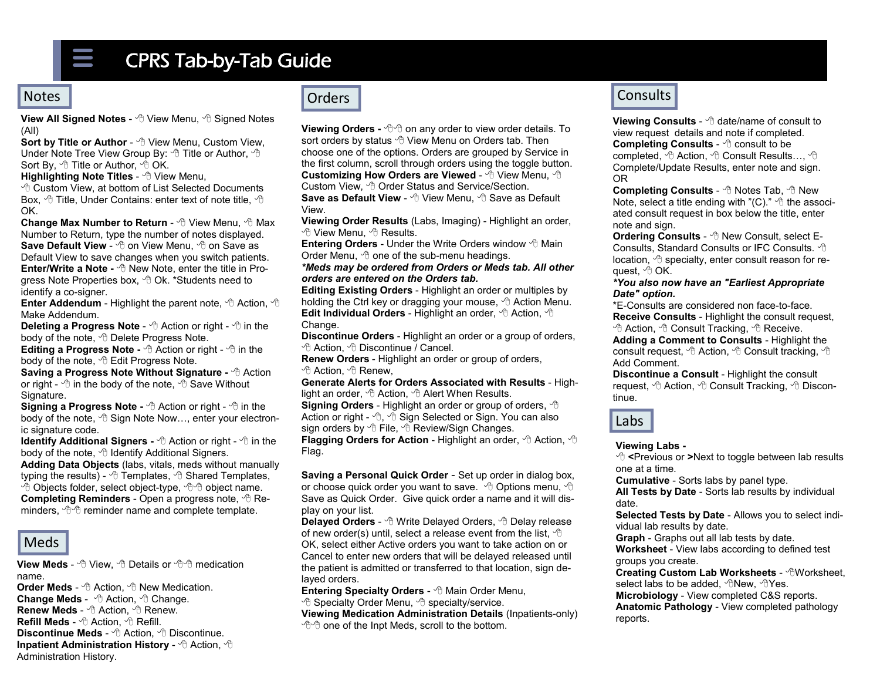# CPRS Tab-by-Tab Guide

## Notes

**View All Signed Notes** - 🖰 View Menu, 🖰 Signed Notes (All)
**Sort by Title or Author** - 🖰 View Menu, Custom View, Under Note Tree View Group By: 🖰 Title or Author, 🖰 Sort By, 🖰 Title or Author, 🖰 OK.
**Highlighting Note Titles** - 🖰 View Menu, 🖰 Custom View, at bottom of List Selected Documents Box, 🖰 Title, Under Contains: enter text of note title, 🖰 OK.
**Change Max Number to Return** - 🖰 View Menu, 🖰 Max Number to Return, type the number of notes displayed.
**Save Default View** - 🖰 on View Menu, 🖰 on Save as Default View to save changes when you switch patients.
**Enter/Write a Note -** 🖰 New Note, enter the title in Progress Note Properties box, 🖰 Ok. *Students need to identify a co-signer.
**Enter Addendum** - Highlight the parent note, 🖰 Action, 🖰 Make Addendum.
**Deleting a Progress Note** - 🖰 Action or right - 🖰 in the body of the note, 🖰 Delete Progress Note.
**Editing a Progress Note -** 🖰 Action or right - 🖰 in the body of the note, 🖰 Edit Progress Note.
**Saving a Progress Note Without Signature -** 🖰 Action or right - 🖰 in the body of the note, 🖰 Save Without Signature.
**Signing a Progress Note -** 🖰 Action or right - 🖰 in the body of the note, 🖰 Sign Note Now…, enter your electronic signature code.
**Identify Additional Signers -** 🖰 Action or right - 🖰 in the body of the note, 🖰 Identify Additional Signers.
**Adding Data Objects** (labs, vitals, meds without manually typing the results) - 🖰 Templates, 🖰 Shared Templates, 🖰 Objects folder, select object-type, 🖰🖰 object name.
**Completing Reminders** - Open a progress note, 🖰 Reminders, 🖰🖰 reminder name and complete template.

## Meds

**View Meds** - 🖰 View, 🖰 Details or 🖰🖰 medication name.
**Order Meds** - 🖰 Action, 🖰 New Medication.
**Change Meds** - 🖰 Action, 🖰 Change.
**Renew Meds** - 🖰 Action, 🖰 Renew.
**Refill Meds** - 🖰 Action, 🖰 Refill.
**Discontinue Meds** - 🖰 Action, 🖰 Discontinue.
**Inpatient Administration History** - 🖰 Action, 🖰 Administration History.

## Orders

**Viewing Orders -** 🖰🖰 on any order to view order details. To sort orders by status 🖰 View Menu on Orders tab. Then choose one of the options. Orders are grouped by Service in the first column, scroll through orders using the toggle button.
**Customizing How Orders are Viewed** - 🖰 View Menu, 🖰 Custom View, 🖰 Order Status and Service/Section.
**Save as Default View** - 🖰 View Menu, 🖰 Save as Default View.
**Viewing Order Results** (Labs, Imaging) - Highlight an order, 🖰 View Menu, 🖰 Results.
**Entering Orders** - Under the Write Orders window 🖰 Main Order Menu, 🖰 one of the sub-menu headings.
***Meds may be ordered from Orders or Meds tab. All other orders are entered on the Orders tab.***
**Editing Existing Orders** - Highlight an order or multiples by holding the Ctrl key or dragging your mouse, 🖰 Action Menu.
**Edit Individual Orders** - Highlight an order, 🖰 Action, 🖰 Change.
**Discontinue Orders** - Highlight an order or a group of orders, 🖰 Action, 🖰 Discontinue / Cancel.
**Renew Orders** - Highlight an order or group of orders, 🖰 Action, 🖰 Renew,
**Generate Alerts for Orders Associated with Results** - Highlight an order, 🖰 Action, 🖰 Alert When Results.
**Signing Orders** - Highlight an order or group of orders, 🖰 Action or right - 🖰, 🖰 Sign Selected or Sign. You can also sign orders by 🖰 File, 🖰 Review/Sign Changes.
**Flagging Orders for Action** - Highlight an order, 🖰 Action, 🖰 Flag.

**Saving a Personal Quick Order** - Set up order in dialog box, or choose quick order you want to save. 🖰 Options menu, 🖰 Save as Quick Order. Give quick order a name and it will display on your list.
**Delayed Orders** - 🖰 Write Delayed Orders, 🖰 Delay release of new order(s) until, select a release event from the list, 🖰 OK, select either Active orders you want to take action on or Cancel to enter new orders that will be delayed released until the patient is admitted or transferred to that location, sign delayed orders.
**Entering Specialty Orders** - 🖰 Main Order Menu, 🖰 Specialty Order Menu, 🖰 specialty/service.
**Viewing Medication Administration Details** (Inpatients-only) 🖰🖰 one of the Inpt Meds, scroll to the bottom.

## Consults

**Viewing Consults** - 🖰 date/name of consult to view request details and note if completed.
**Completing Consults** - 🖰 consult to be completed, 🖰 Action, 🖰 Consult Results…, 🖰 Complete/Update Results, enter note and sign.
OR
**Completing Consults** - 🖰 Notes Tab, 🖰 New Note, select a title ending with "(C)." 🖰 the associated consult request in box below the title, enter note and sign.
**Ordering Consults** - 🖰 New Consult, select E-Consults, Standard Consults or IFC Consults. 🖰 location, 🖰 specialty, enter consult reason for request, 🖰 OK.
***You also now have an "Earliest Appropriate Date" option.***
*E-Consults are considered non face-to-face.
**Receive Consults** - Highlight the consult request, 🖰 Action, 🖰 Consult Tracking, 🖰 Receive.
**Adding a Comment to Consults** - Highlight the consult request, 🖰 Action, 🖰 Consult tracking, 🖰 Add Comment.
**Discontinue a Consult** - Highlight the consult request, 🖰 Action, 🖰 Consult Tracking, 🖰 Discontinue.

## Labs

**Viewing Labs -**
🖰 **<**Previous or **>**Next to toggle between lab results one at a time.
**Cumulative** - Sorts labs by panel type.
**All Tests by Date** - Sorts lab results by individual date.
**Selected Tests by Date** - Allows you to select individual lab results by date.
**Graph** - Graphs out all lab tests by date.
**Worksheet** - View labs according to defined test groups you create.
**Creating Custom Lab Worksheets** - 🖰Worksheet, select labs to be added, 🖰New, 🖰Yes.
**Microbiology** - View completed C&S reports.
**Anatomic Pathology** - View completed pathology reports.